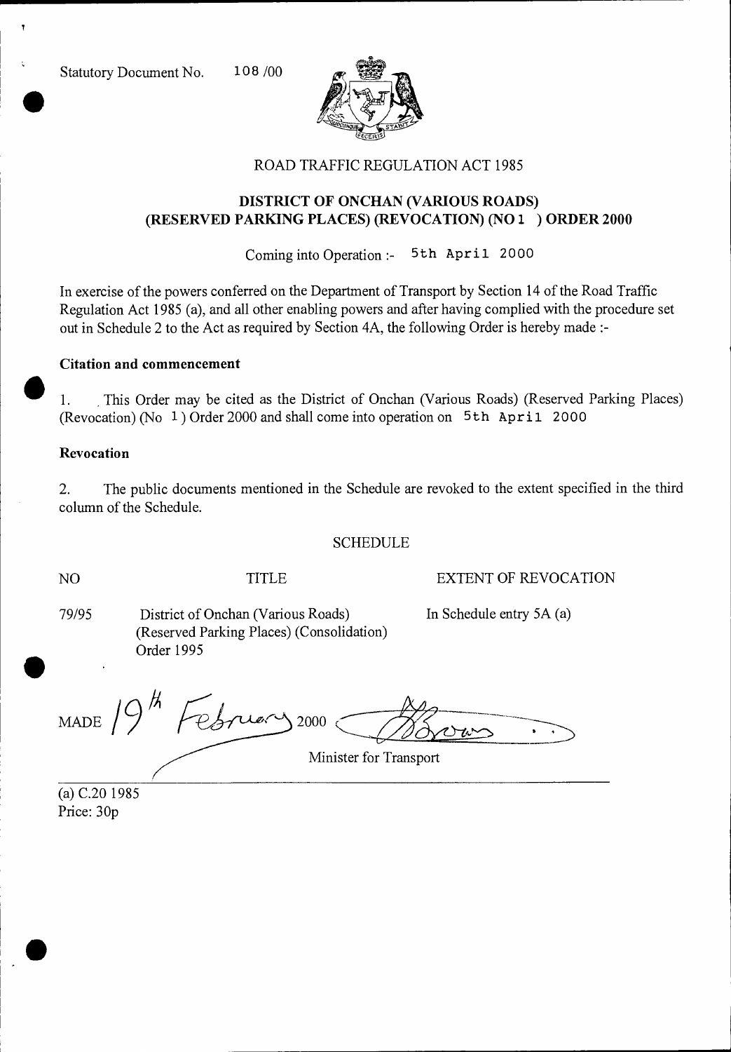Statutory Document No. 108 /00

ROAD TRAFFIC REGULATION ACT 1985

# DISTRICT OF ONCHAN (VARIOUS ROADS) (RESERVED PARKING PLACES) (REVOCATION) (NO 1 ) ORDER 2000

Coming into Operation :- 5th April 2000

In exercise of the powers conferred on the Department of Transport by Section 14 of the Road Traffic Regulation Act 1985 (a), and all other enabling powers and after having complied with the procedure set out in Schedule 2 to the Act as required by Section 4A, the following Order is hereby made :-

### Citation and commencement

1. This Order may be cited as the District of Onchan (Various Roads) (Reserved Parking Places) (Revocation) (No 1 ) Order 2000 and shall come into operation on 5th April 2000

### Revocation

2. The public documents mentioned in the Schedule are revoked to the extent specified in the third column of the Schedule.

SCHEDULE

| NO | TITLE | EXTENT OF REVOCATION |
|---|---|---|
| 79/95 | District of Onchan (Various Roads) (Reserved Parking Places) (Consolidation) Order 1995 | In Schedule entry 5A (a) |

MADE 19th February 2000

Minister for Transport

(a) C.20 1985

Price: 30p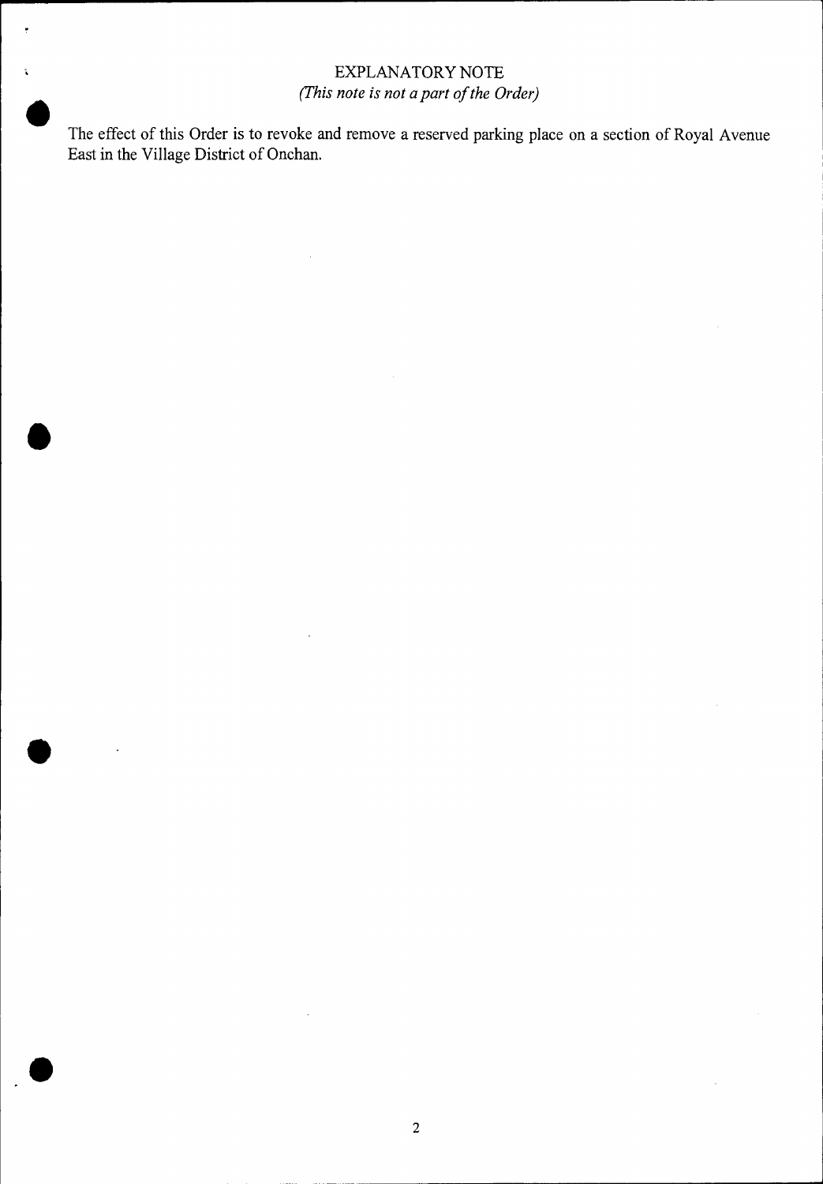## EXPLANATORY NOTE

*(This note is not a part of the Order)*

The effect of this Order is to revoke and remove a reserved parking place on a section of Royal Avenue East in the Village District of Onchan.